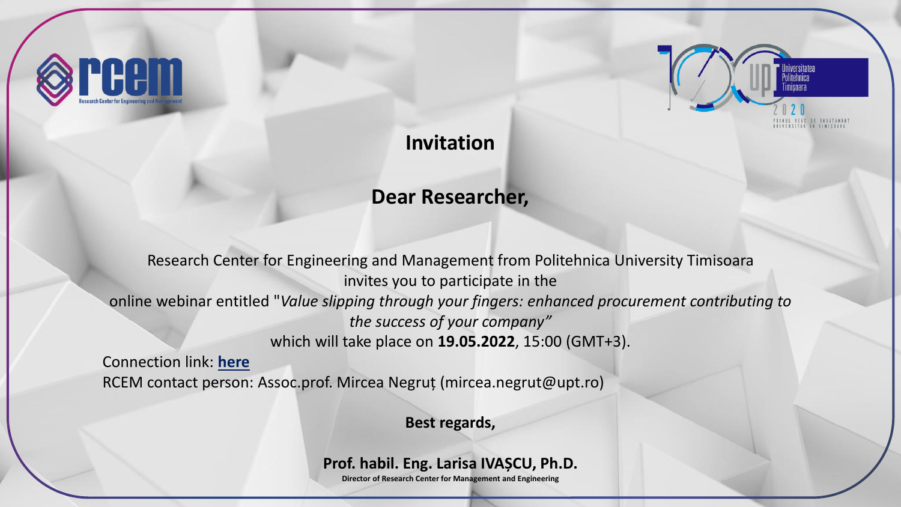# Invitation

## Dear Researcher,

Research Center for Engineering and Management from Politehnica University Timisoara invites you to participate in the online webinar entitled "*Value slipping through your fingers: enhanced procurement contributing to the success of your company"* which will take place on **19.05.2022**, 15:00 (GMT+3).

Connection link: **here**

RCEM contact person: Assoc.prof. Mircea Negruț (mircea.negrut@upt.ro)

**Best regards,**

**Prof. habil. Eng. Larisa IVAȘCU, Ph.D.**

**Director of Research Center for Management and Engineering**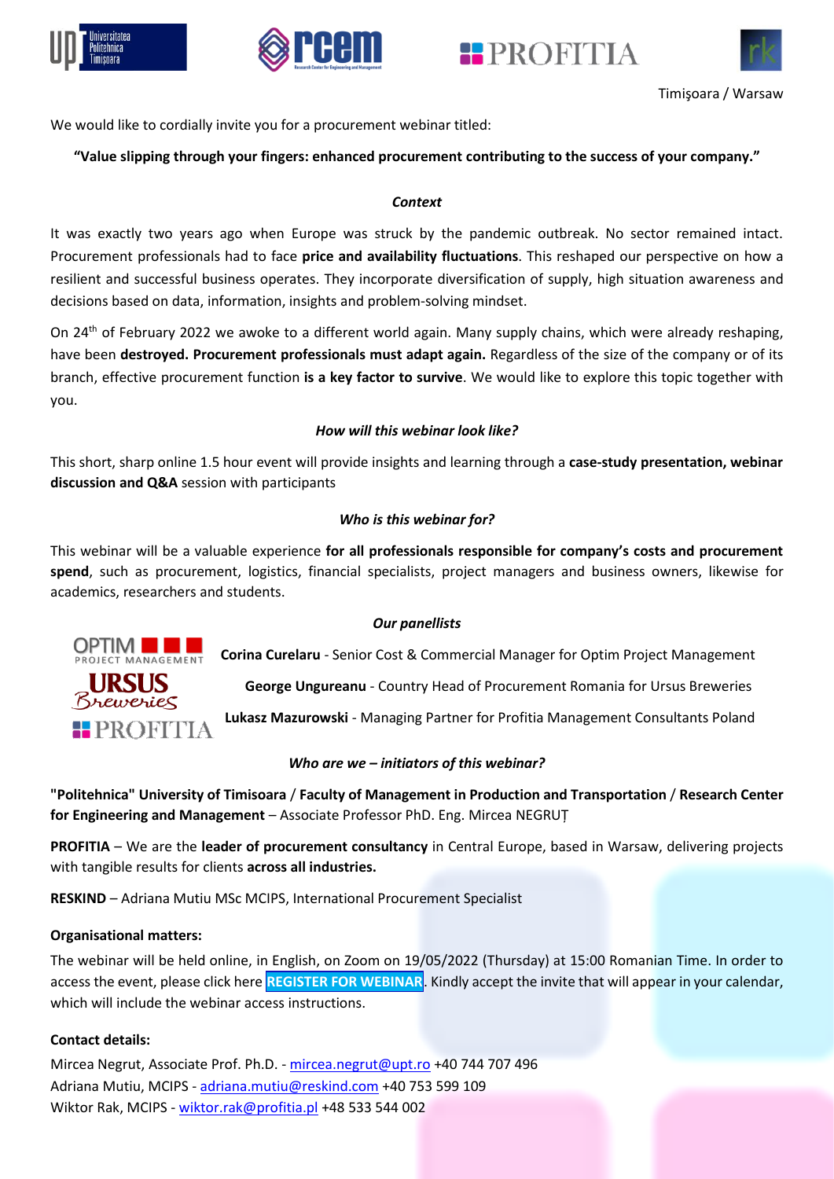Timişoara / Warsaw

We would like to cordially invite you for a procurement webinar titled:

**"Value slipping through your fingers: enhanced procurement contributing to the success of your company."**

***Context***

It was exactly two years ago when Europe was struck by the pandemic outbreak. No sector remained intact. Procurement professionals had to face **price and availability fluctuations**. This reshaped our perspective on how a resilient and successful business operates. They incorporate diversification of supply, high situation awareness and decisions based on data, information, insights and problem-solving mindset.

On 24th of February 2022 we awoke to a different world again. Many supply chains, which were already reshaping, have been **destroyed. Procurement professionals must adapt again.** Regardless of the size of the company or of its branch, effective procurement function **is a key factor to survive**. We would like to explore this topic together with you.

***How will this webinar look like?***

This short, sharp online 1.5 hour event will provide insights and learning through a **case-study presentation, webinar discussion and Q&A** session with participants

***Who is this webinar for?***

This webinar will be a valuable experience **for all professionals responsible for company's costs and procurement spend**, such as procurement, logistics, financial specialists, project managers and business owners, likewise for academics, researchers and students.

***Our panellists***

**Corina Curelaru** - Senior Cost & Commercial Manager for Optim Project Management

**George Ungureanu** - Country Head of Procurement Romania for Ursus Breweries

**Lukasz Mazurowski** - Managing Partner for Profitia Management Consultants Poland

***Who are we – initiators of this webinar?***

**"Politehnica" University of Timisoara** / **Faculty of Management in Production and Transportation** / **Research Center for Engineering and Management** – Associate Professor PhD. Eng. Mircea NEGRUȚ

**PROFITIA** – We are the **leader of procurement consultancy** in Central Europe, based in Warsaw, delivering projects with tangible results for clients **across all industries.**

**RESKIND** – Adriana Mutiu MSc MCIPS, International Procurement Specialist

**Organisational matters:**

The webinar will be held online, in English, on Zoom on 19/05/2022 (Thursday) at 15:00 Romanian Time. In order to access the event, please click here **REGISTER FOR WEBINAR**. Kindly accept the invite that will appear in your calendar, which will include the webinar access instructions.

**Contact details:**

Mircea Negrut, Associate Prof. Ph.D. - mircea.negrut@upt.ro +40 744 707 496
Adriana Mutiu, MCIPS - adriana.mutiu@reskind.com +40 753 599 109
Wiktor Rak, MCIPS - wiktor.rak@profitia.pl +48 533 544 002